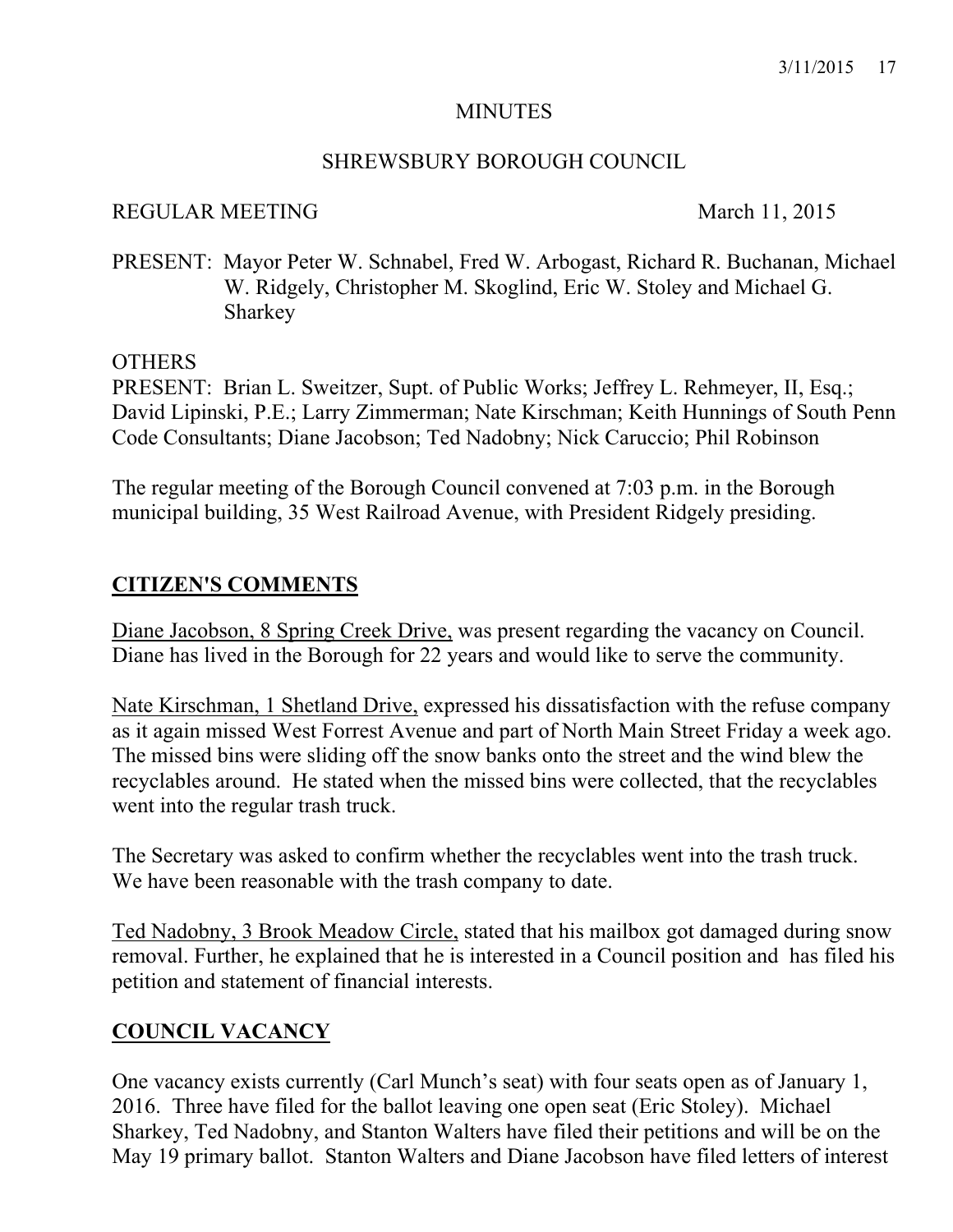# MINUTES

## SHREWSBURY BOROUGH COUNCIL

REGULAR MEETING March 11, 2015

PRESENT: Mayor Peter W. Schnabel, Fred W. Arbogast, Richard R. Buchanan, Michael W. Ridgely, Christopher M. Skoglind, Eric W. Stoley and Michael G. Sharkey

OTHERS
PRESENT: Brian L. Sweitzer, Supt. of Public Works; Jeffrey L. Rehmeyer, II, Esq.; David Lipinski, P.E.; Larry Zimmerman; Nate Kirschman; Keith Hunnings of South Penn Code Consultants; Diane Jacobson; Ted Nadobny; Nick Caruccio; Phil Robinson

The regular meeting of the Borough Council convened at 7:03 p.m. in the Borough municipal building, 35 West Railroad Avenue, with President Ridgely presiding.

## CITIZEN'S COMMENTS

Diane Jacobson, 8 Spring Creek Drive, was present regarding the vacancy on Council. Diane has lived in the Borough for 22 years and would like to serve the community.

Nate Kirschman, 1 Shetland Drive, expressed his dissatisfaction with the refuse company as it again missed West Forrest Avenue and part of North Main Street Friday a week ago. The missed bins were sliding off the snow banks onto the street and the wind blew the recyclables around. He stated when the missed bins were collected, that the recyclables went into the regular trash truck.

The Secretary was asked to confirm whether the recyclables went into the trash truck. We have been reasonable with the trash company to date.

Ted Nadobny, 3 Brook Meadow Circle, stated that his mailbox got damaged during snow removal. Further, he explained that he is interested in a Council position and has filed his petition and statement of financial interests.

## COUNCIL VACANCY

One vacancy exists currently (Carl Munch's seat) with four seats open as of January 1, 2016. Three have filed for the ballot leaving one open seat (Eric Stoley). Michael Sharkey, Ted Nadobny, and Stanton Walters have filed their petitions and will be on the May 19 primary ballot. Stanton Walters and Diane Jacobson have filed letters of interest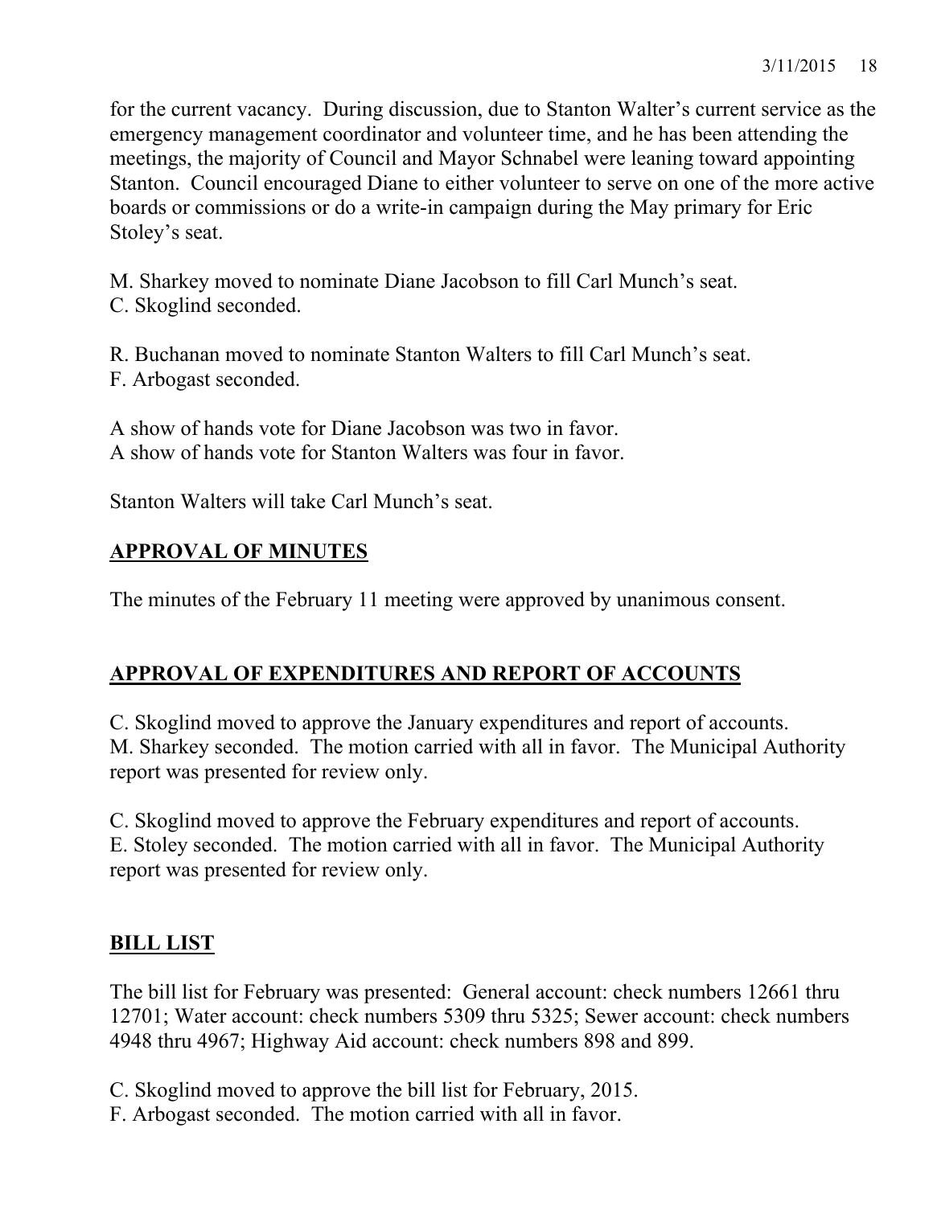for the current vacancy. During discussion, due to Stanton Walter's current service as the emergency management coordinator and volunteer time, and he has been attending the meetings, the majority of Council and Mayor Schnabel were leaning toward appointing Stanton. Council encouraged Diane to either volunteer to serve on one of the more active boards or commissions or do a write-in campaign during the May primary for Eric Stoley's seat.

M. Sharkey moved to nominate Diane Jacobson to fill Carl Munch's seat.
C. Skoglind seconded.

R. Buchanan moved to nominate Stanton Walters to fill Carl Munch's seat.
F. Arbogast seconded.

A show of hands vote for Diane Jacobson was two in favor.
A show of hands vote for Stanton Walters was four in favor.

Stanton Walters will take Carl Munch's seat.

## APPROVAL OF MINUTES

The minutes of the February 11 meeting were approved by unanimous consent.

## APPROVAL OF EXPENDITURES AND REPORT OF ACCOUNTS

C. Skoglind moved to approve the January expenditures and report of accounts.
M. Sharkey seconded. The motion carried with all in favor. The Municipal Authority report was presented for review only.

C. Skoglind moved to approve the February expenditures and report of accounts.
E. Stoley seconded. The motion carried with all in favor. The Municipal Authority report was presented for review only.

## BILL LIST

The bill list for February was presented: General account: check numbers 12661 thru 12701; Water account: check numbers 5309 thru 5325; Sewer account: check numbers 4948 thru 4967; Highway Aid account: check numbers 898 and 899.

C. Skoglind moved to approve the bill list for February, 2015.
F. Arbogast seconded. The motion carried with all in favor.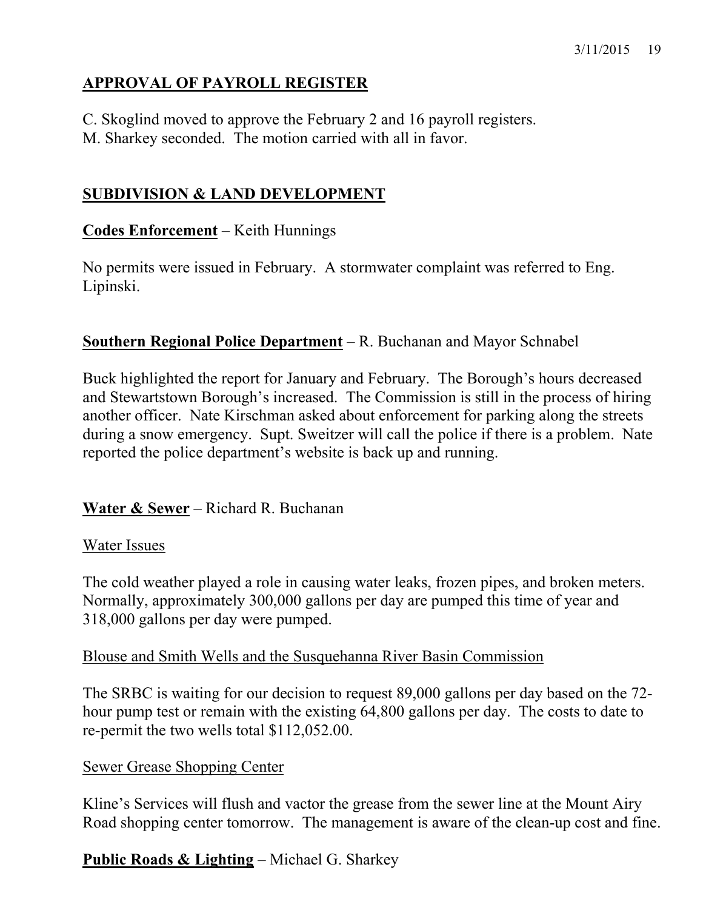## **APPROVAL OF PAYROLL REGISTER**

C. Skoglind moved to approve the February 2 and 16 payroll registers.
M. Sharkey seconded. The motion carried with all in favor.

## **SUBDIVISION & LAND DEVELOPMENT**

**Codes Enforcement** – Keith Hunnings

No permits were issued in February. A stormwater complaint was referred to Eng. Lipinski.

**Southern Regional Police Department** – R. Buchanan and Mayor Schnabel

Buck highlighted the report for January and February. The Borough's hours decreased and Stewartstown Borough's increased. The Commission is still in the process of hiring another officer. Nate Kirschman asked about enforcement for parking along the streets during a snow emergency. Supt. Sweitzer will call the police if there is a problem. Nate reported the police department's website is back up and running.

**Water & Sewer** – Richard R. Buchanan

Water Issues

The cold weather played a role in causing water leaks, frozen pipes, and broken meters. Normally, approximately 300,000 gallons per day are pumped this time of year and 318,000 gallons per day were pumped.

Blouse and Smith Wells and the Susquehanna River Basin Commission

The SRBC is waiting for our decision to request 89,000 gallons per day based on the 72-hour pump test or remain with the existing 64,800 gallons per day. The costs to date to re-permit the two wells total $112,052.00.

Sewer Grease Shopping Center

Kline's Services will flush and vactor the grease from the sewer line at the Mount Airy Road shopping center tomorrow. The management is aware of the clean-up cost and fine.

**Public Roads & Lighting** – Michael G. Sharkey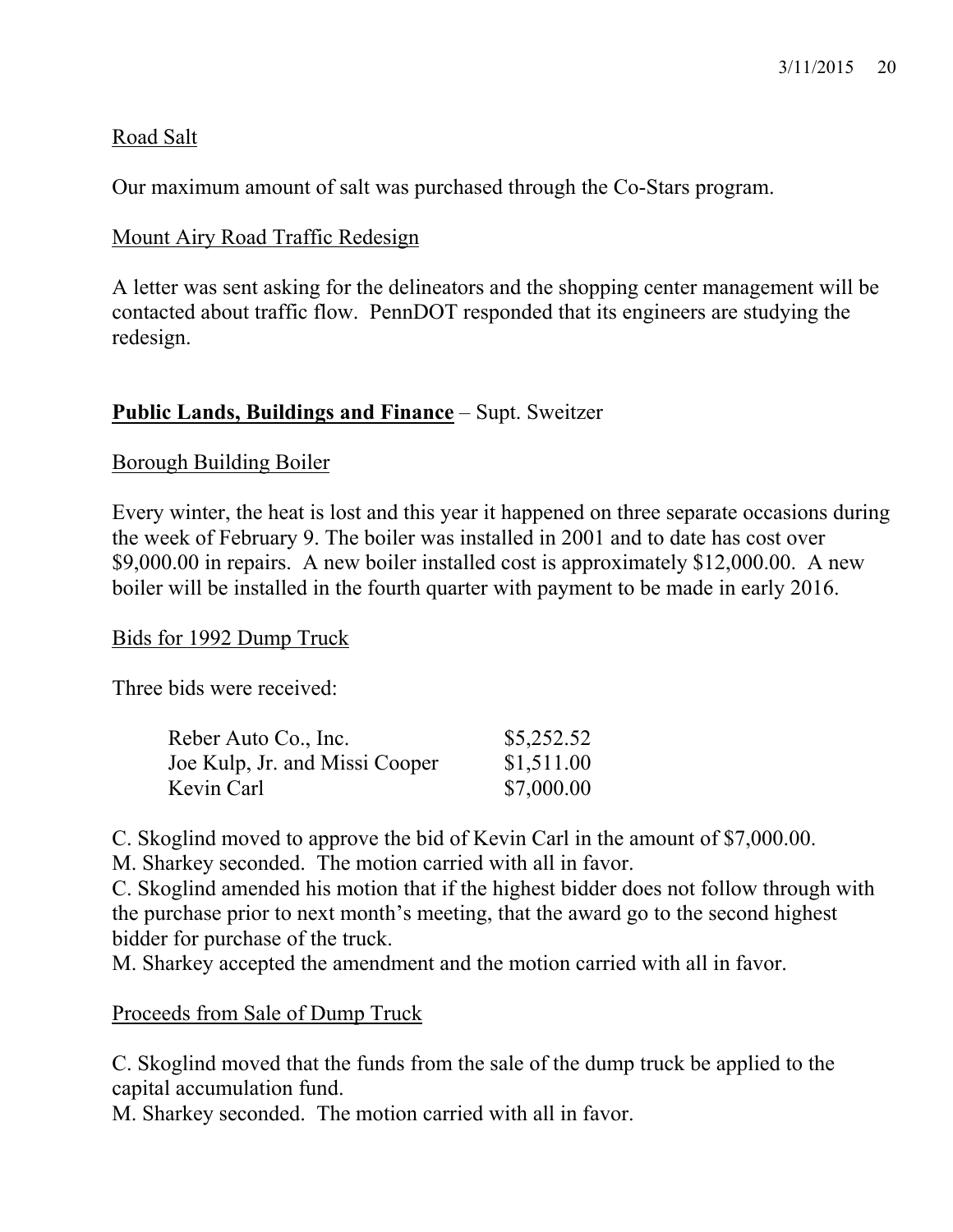Road Salt

Our maximum amount of salt was purchased through the Co-Stars program.

Mount Airy Road Traffic Redesign

A letter was sent asking for the delineators and the shopping center management will be contacted about traffic flow. PennDOT responded that its engineers are studying the redesign.

**Public Lands, Buildings and Finance** – Supt. Sweitzer

Borough Building Boiler

Every winter, the heat is lost and this year it happened on three separate occasions during the week of February 9. The boiler was installed in 2001 and to date has cost over $9,000.00 in repairs. A new boiler installed cost is approximately $12,000.00. A new boiler will be installed in the fourth quarter with payment to be made in early 2016.

Bids for 1992 Dump Truck

Three bids were received:

| | |
|---|---|
| Reber Auto Co., Inc. | $5,252.52 |
| Joe Kulp, Jr. and Missi Cooper | $1,511.00 |
| Kevin Carl | $7,000.00 |

C. Skoglind moved to approve the bid of Kevin Carl in the amount of $7,000.00.
M. Sharkey seconded. The motion carried with all in favor.
C. Skoglind amended his motion that if the highest bidder does not follow through with the purchase prior to next month's meeting, that the award go to the second highest bidder for purchase of the truck.
M. Sharkey accepted the amendment and the motion carried with all in favor.

Proceeds from Sale of Dump Truck

C. Skoglind moved that the funds from the sale of the dump truck be applied to the capital accumulation fund.
M. Sharkey seconded. The motion carried with all in favor.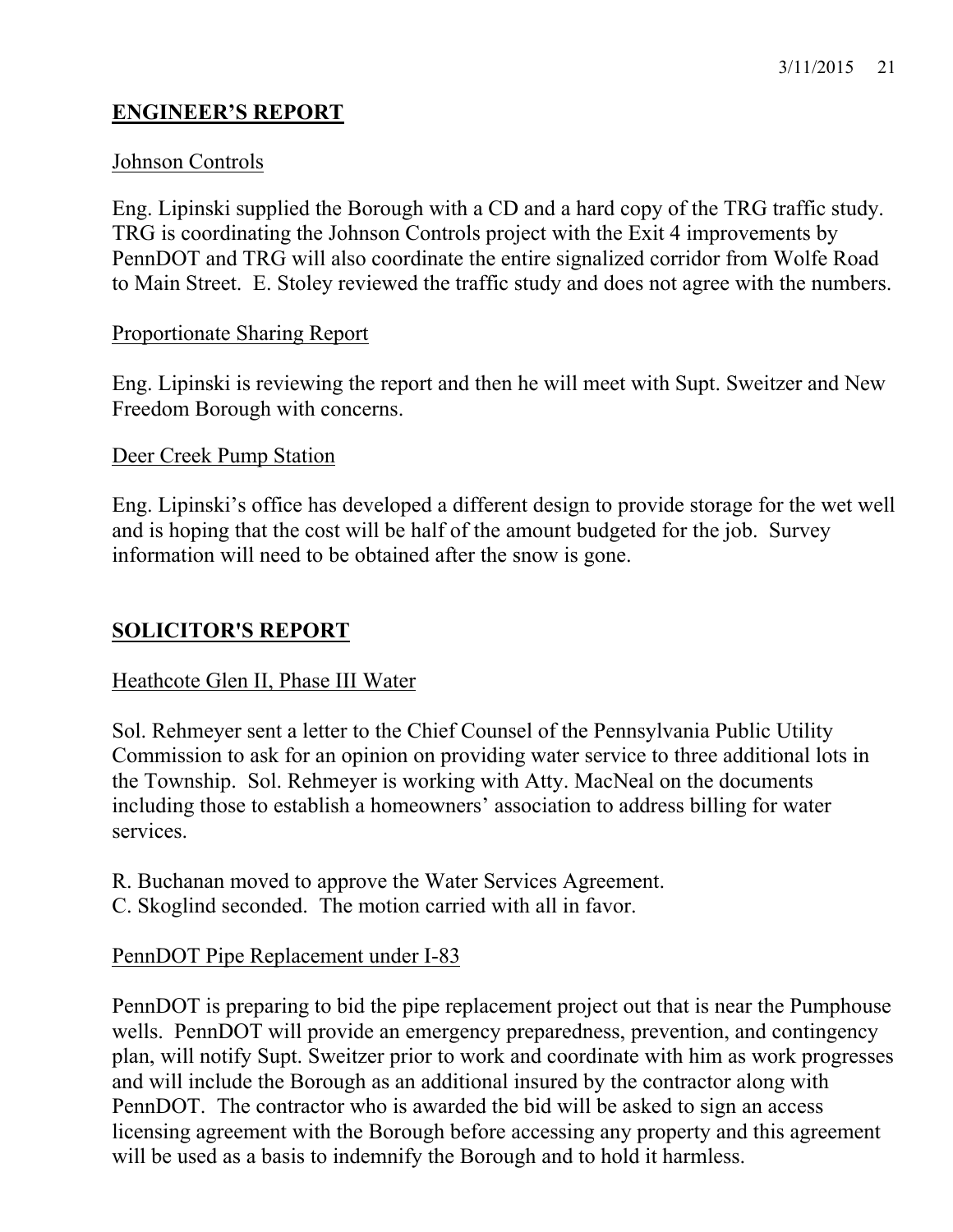## ENGINEER'S REPORT

### Johnson Controls

Eng. Lipinski supplied the Borough with a CD and a hard copy of the TRG traffic study. TRG is coordinating the Johnson Controls project with the Exit 4 improvements by PennDOT and TRG will also coordinate the entire signalized corridor from Wolfe Road to Main Street. E. Stoley reviewed the traffic study and does not agree with the numbers.

### Proportionate Sharing Report

Eng. Lipinski is reviewing the report and then he will meet with Supt. Sweitzer and New Freedom Borough with concerns.

### Deer Creek Pump Station

Eng. Lipinski's office has developed a different design to provide storage for the wet well and is hoping that the cost will be half of the amount budgeted for the job. Survey information will need to be obtained after the snow is gone.

## SOLICITOR'S REPORT

### Heathcote Glen II, Phase III Water

Sol. Rehmeyer sent a letter to the Chief Counsel of the Pennsylvania Public Utility Commission to ask for an opinion on providing water service to three additional lots in the Township. Sol. Rehmeyer is working with Atty. MacNeal on the documents including those to establish a homeowners' association to address billing for water services.

R. Buchanan moved to approve the Water Services Agreement.
C. Skoglind seconded. The motion carried with all in favor.

### PennDOT Pipe Replacement under I-83

PennDOT is preparing to bid the pipe replacement project out that is near the Pumphouse wells. PennDOT will provide an emergency preparedness, prevention, and contingency plan, will notify Supt. Sweitzer prior to work and coordinate with him as work progresses and will include the Borough as an additional insured by the contractor along with PennDOT. The contractor who is awarded the bid will be asked to sign an access licensing agreement with the Borough before accessing any property and this agreement will be used as a basis to indemnify the Borough and to hold it harmless.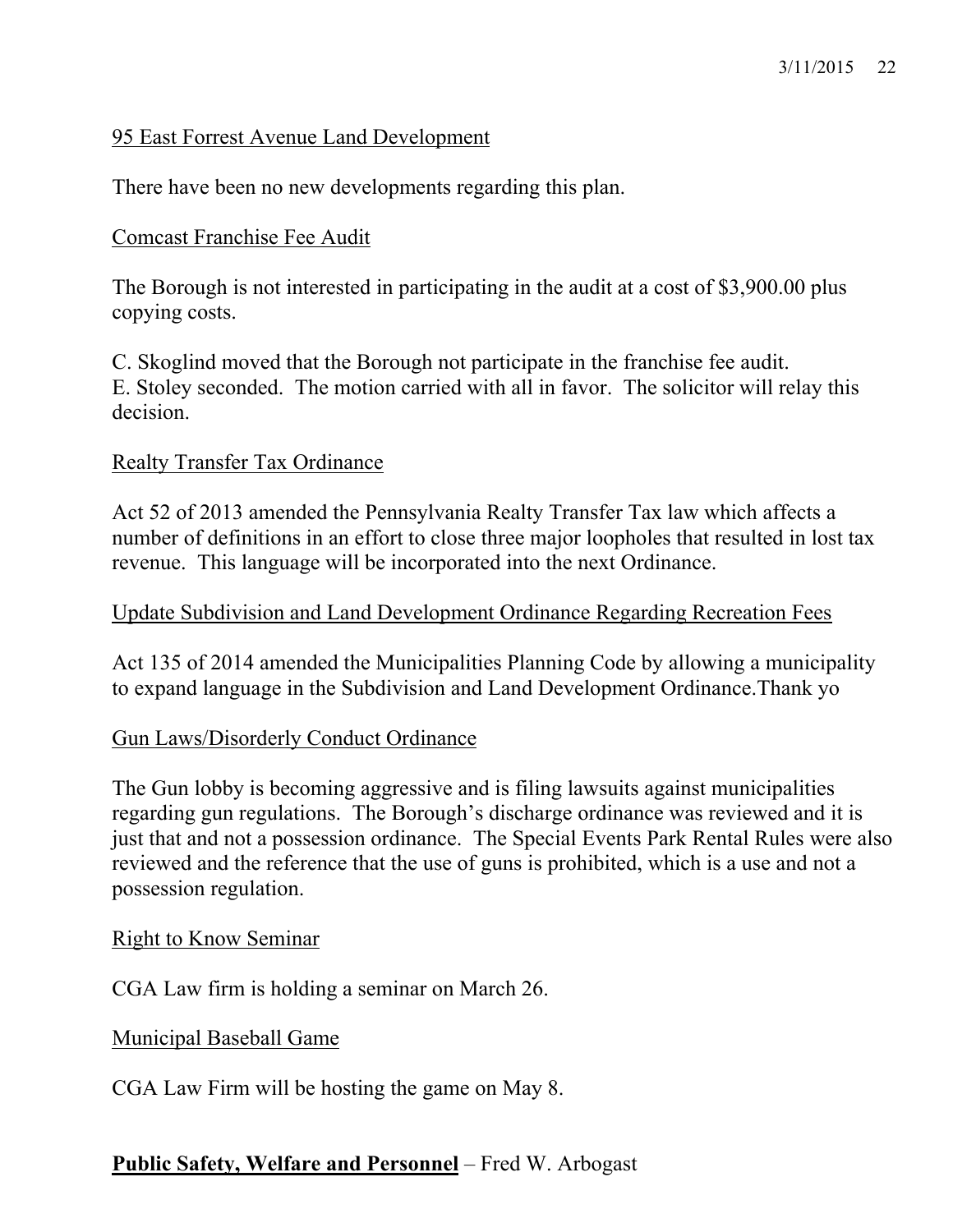<u>95 East Forrest Avenue Land Development</u>

There have been no new developments regarding this plan.

<u>Comcast Franchise Fee Audit</u>

The Borough is not interested in participating in the audit at a cost of $3,900.00 plus copying costs.

C. Skoglind moved that the Borough not participate in the franchise fee audit. E. Stoley seconded. The motion carried with all in favor. The solicitor will relay this decision.

<u>Realty Transfer Tax Ordinance</u>

Act 52 of 2013 amended the Pennsylvania Realty Transfer Tax law which affects a number of definitions in an effort to close three major loopholes that resulted in lost tax revenue. This language will be incorporated into the next Ordinance.

<u>Update Subdivision and Land Development Ordinance Regarding Recreation Fees</u>

Act 135 of 2014 amended the Municipalities Planning Code by allowing a municipality to expand language in the Subdivision and Land Development Ordinance.Thank yo

<u>Gun Laws/Disorderly Conduct Ordinance</u>

The Gun lobby is becoming aggressive and is filing lawsuits against municipalities regarding gun regulations. The Borough's discharge ordinance was reviewed and it is just that and not a possession ordinance. The Special Events Park Rental Rules were also reviewed and the reference that the use of guns is prohibited, which is a use and not a possession regulation.

<u>Right to Know Seminar</u>

CGA Law firm is holding a seminar on March 26.

<u>Municipal Baseball Game</u>

CGA Law Firm will be hosting the game on May 8.

**<u>Public Safety, Welfare and Personnel</u>** – Fred W. Arbogast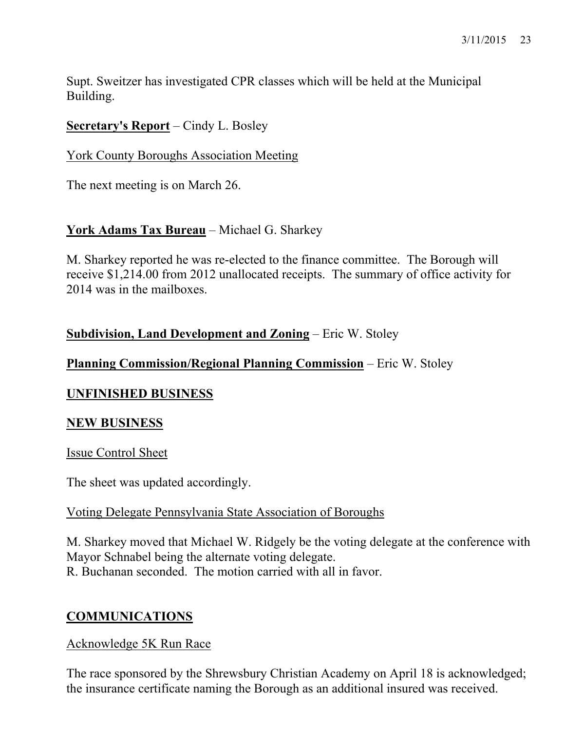Supt. Sweitzer has investigated CPR classes which will be held at the Municipal Building.

**<u>Secretary's Report</u>** – Cindy L. Bosley

<u>York County Boroughs Association Meeting</u>

The next meeting is on March 26.

**<u>York Adams Tax Bureau</u>** – Michael G. Sharkey

M. Sharkey reported he was re-elected to the finance committee. The Borough will receive $1,214.00 from 2012 unallocated receipts. The summary of office activity for 2014 was in the mailboxes.

**<u>Subdivision, Land Development and Zoning</u>** – Eric W. Stoley

**<u>Planning Commission/Regional Planning Commission</u>** – Eric W. Stoley

## UNFINISHED BUSINESS

## NEW BUSINESS

<u>Issue Control Sheet</u>

The sheet was updated accordingly.

<u>Voting Delegate Pennsylvania State Association of Boroughs</u>

M. Sharkey moved that Michael W. Ridgely be the voting delegate at the conference with Mayor Schnabel being the alternate voting delegate.
R. Buchanan seconded. The motion carried with all in favor.

## COMMUNICATIONS

<u>Acknowledge 5K Run Race</u>

The race sponsored by the Shrewsbury Christian Academy on April 18 is acknowledged; the insurance certificate naming the Borough as an additional insured was received.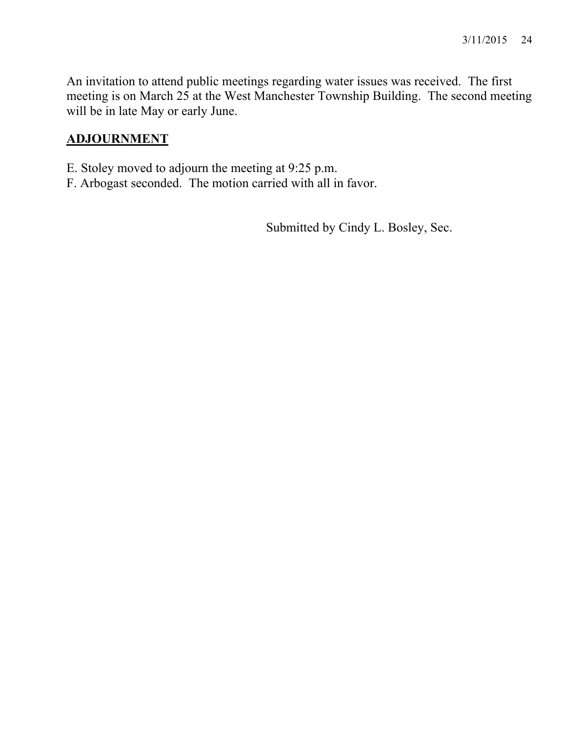An invitation to attend public meetings regarding water issues was received. The first meeting is on March 25 at the West Manchester Township Building. The second meeting will be in late May or early June.

## ADJOURNMENT

E. Stoley moved to adjourn the meeting at 9:25 p.m.
F. Arbogast seconded. The motion carried with all in favor.

Submitted by Cindy L. Bosley, Sec.